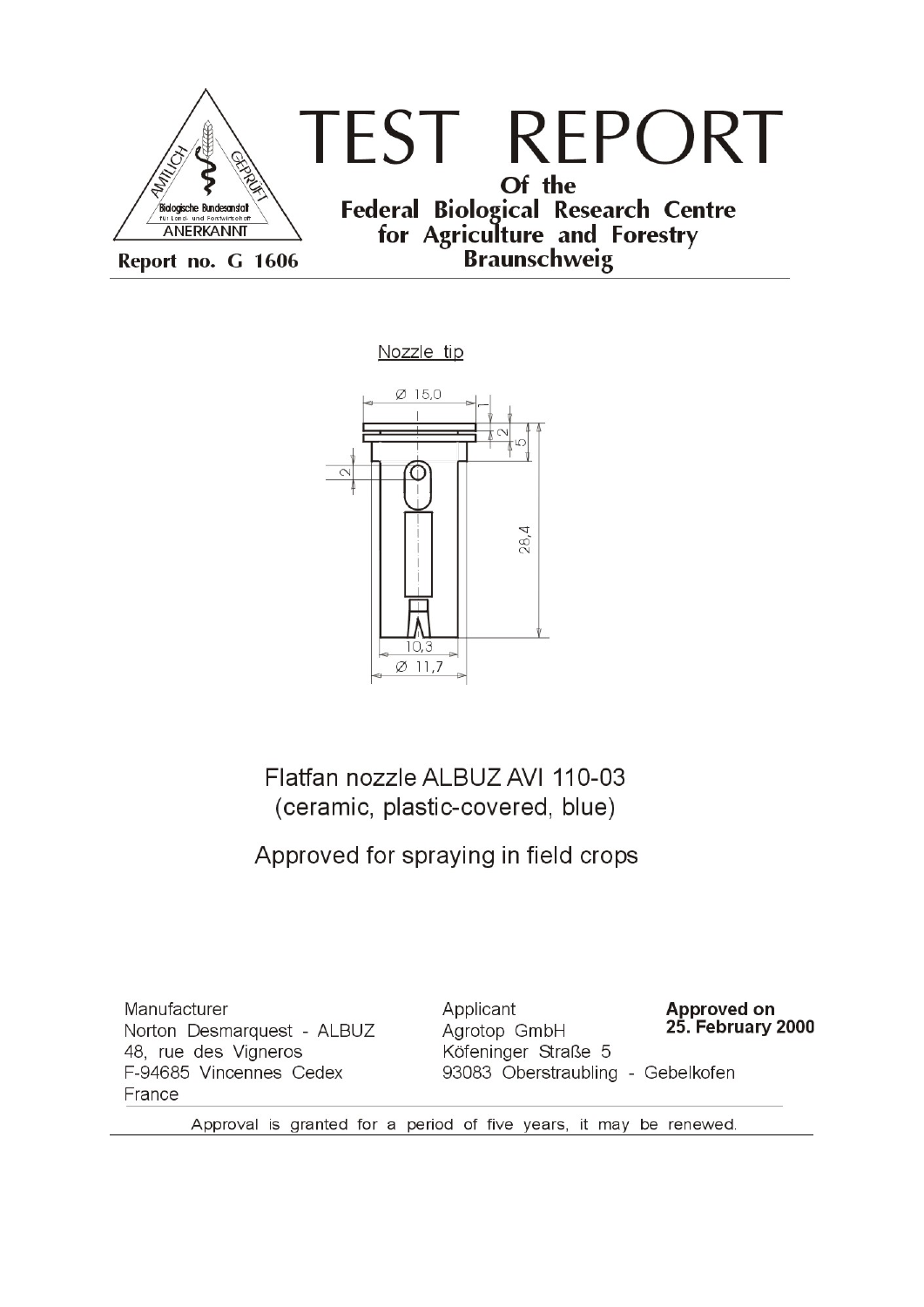AMTLICH GEPRÜFT
Biologische Bundesanstalt für Land- und Forstwirtschaft
ANERKANNT

# TEST REPORT

## Of the Federal Biological Research Centre for Agriculture and Forestry Braunschweig

**Report no. G 1606**

Nozzle tip

Ø 15,0
1
2
5
2
28,4
10,3
Ø 11,7

Flatfan nozzle ALBUZ AVI 110-03
(ceramic, plastic-covered, blue)

Approved for spraying in field crops

Manufacturer
Norton Desmarquest - ALBUZ
48, rue des Vigneros
F-94685 Vincennes Cedex
France

Applicant
Agrotop GmbH
Köfeninger Straße 5
93083 Oberstraubling - Gebelkofen

**Approved on**
**25. February 2000**

Approval is granted for a period of five years, it may be renewed.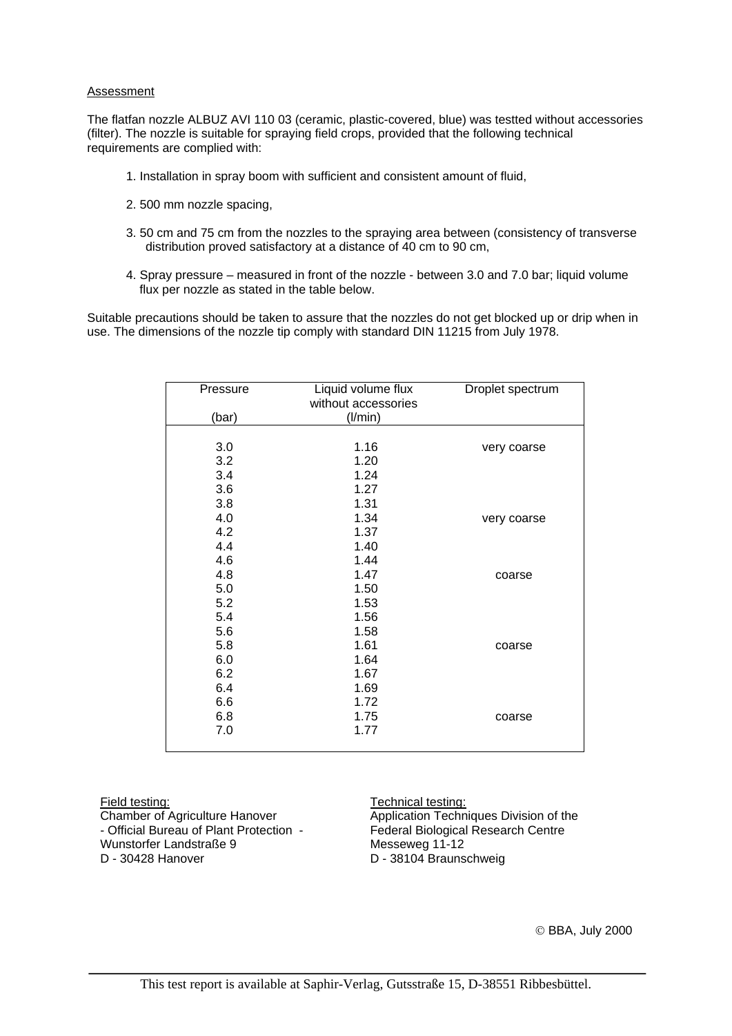Assessment

The flatfan nozzle ALBUZ AVI 110 03 (ceramic, plastic-covered, blue) was testted without accessories (filter). The nozzle is suitable for spraying field crops, provided that the following technical requirements are complied with:

1. Installation in spray boom with sufficient and consistent amount of fluid,

2. 500 mm nozzle spacing,

3. 50 cm and 75 cm from the nozzles to the spraying area between (consistency of transverse distribution proved satisfactory at a distance of 40 cm to 90 cm,

4. Spray pressure – measured in front of the nozzle - between 3.0 and 7.0 bar; liquid volume flux per nozzle as stated in the table below.

Suitable precautions should be taken to assure that the nozzles do not get blocked up or drip when in use. The dimensions of the nozzle tip comply with standard DIN 11215 from July 1978.

| Pressure (bar) | Liquid volume flux without accessories (l/min) | Droplet spectrum |
|---|---|---|
| 3.0 | 1.16 | very coarse |
| 3.2 | 1.20 | |
| 3.4 | 1.24 | |
| 3.6 | 1.27 | |
| 3.8 | 1.31 | |
| 4.0 | 1.34 | very coarse |
| 4.2 | 1.37 | |
| 4.4 | 1.40 | |
| 4.6 | 1.44 | |
| 4.8 | 1.47 | coarse |
| 5.0 | 1.50 | |
| 5.2 | 1.53 | |
| 5.4 | 1.56 | |
| 5.6 | 1.58 | |
| 5.8 | 1.61 | coarse |
| 6.0 | 1.64 | |
| 6.2 | 1.67 | |
| 6.4 | 1.69 | |
| 6.6 | 1.72 | |
| 6.8 | 1.75 | coarse |
| 7.0 | 1.77 | |

Field testing:
Chamber of Agriculture Hanover
- Official Bureau of Plant Protection -
Wunstorfer Landstraße 9
D - 30428 Hanover

Technical testing:
Application Techniques Division of the
Federal Biological Research Centre
Messeweg 11-12
D - 38104 Braunschweig

© BBA, July 2000

This test report is available at Saphir-Verlag, Gutsstraße 15, D-38551 Ribbesbüttel.